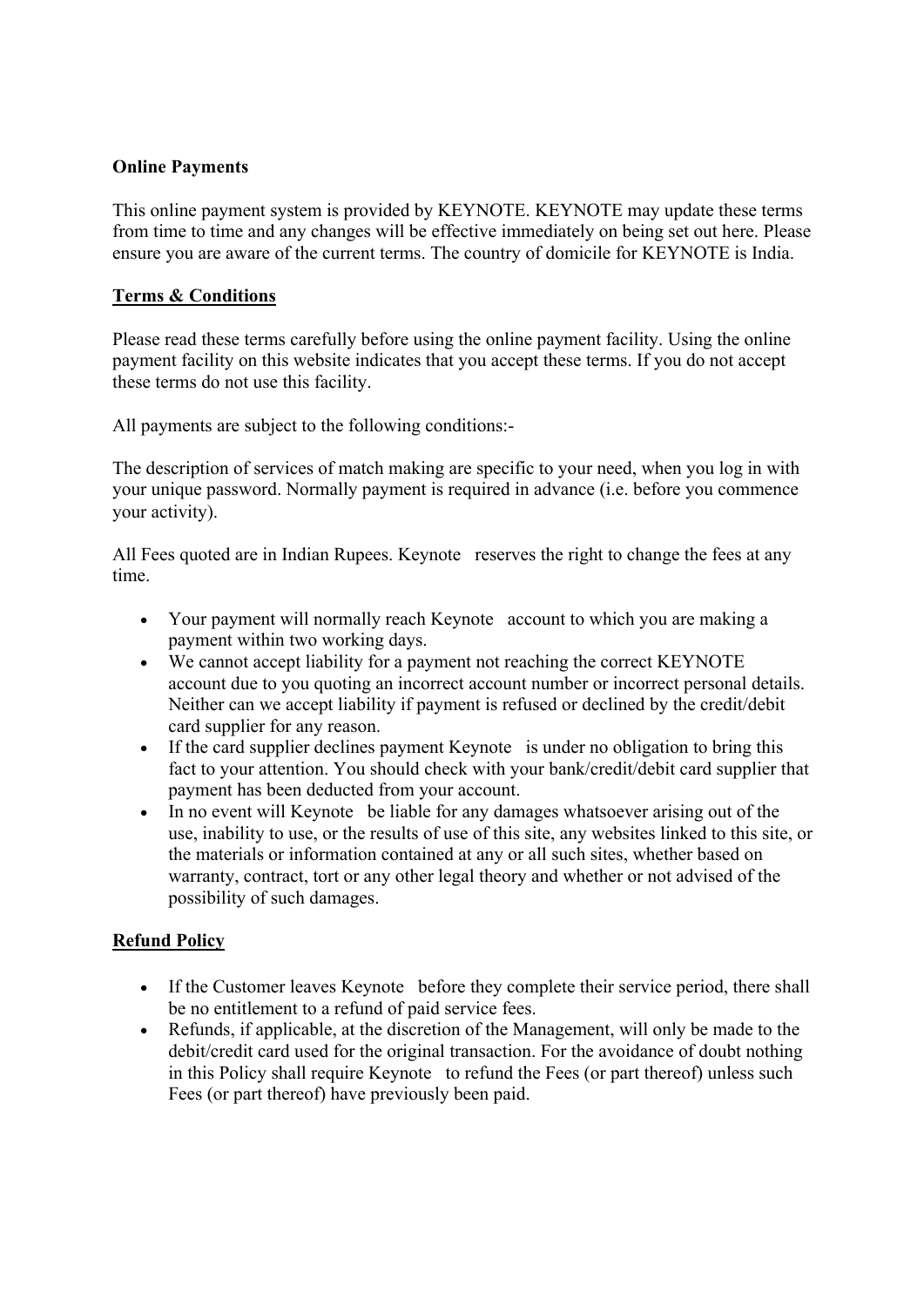**Online Payments**

This online payment system is provided by KEYNOTE. KEYNOTE may update these terms from time to time and any changes will be effective immediately on being set out here. Please ensure you are aware of the current terms. The country of domicile for KEYNOTE is India.

**Terms & Conditions**

Please read these terms carefully before using the online payment facility. Using the online payment facility on this website indicates that you accept these terms. If you do not accept these terms do not use this facility.

All payments are subject to the following conditions:-

The description of services of match making are specific to your need, when you log in with your unique password. Normally payment is required in advance (i.e. before you commence your activity).

All Fees quoted are in Indian Rupees. Keynote reserves the right to change the fees at any time.

- Your payment will normally reach Keynote account to which you are making a payment within two working days.
- We cannot accept liability for a payment not reaching the correct KEYNOTE account due to you quoting an incorrect account number or incorrect personal details. Neither can we accept liability if payment is refused or declined by the credit/debit card supplier for any reason.
- If the card supplier declines payment Keynote is under no obligation to bring this fact to your attention. You should check with your bank/credit/debit card supplier that payment has been deducted from your account.
- In no event will Keynote be liable for any damages whatsoever arising out of the use, inability to use, or the results of use of this site, any websites linked to this site, or the materials or information contained at any or all such sites, whether based on warranty, contract, tort or any other legal theory and whether or not advised of the possibility of such damages.

**Refund Policy**

- If the Customer leaves Keynote before they complete their service period, there shall be no entitlement to a refund of paid service fees.
- Refunds, if applicable, at the discretion of the Management, will only be made to the debit/credit card used for the original transaction. For the avoidance of doubt nothing in this Policy shall require Keynote to refund the Fees (or part thereof) unless such Fees (or part thereof) have previously been paid.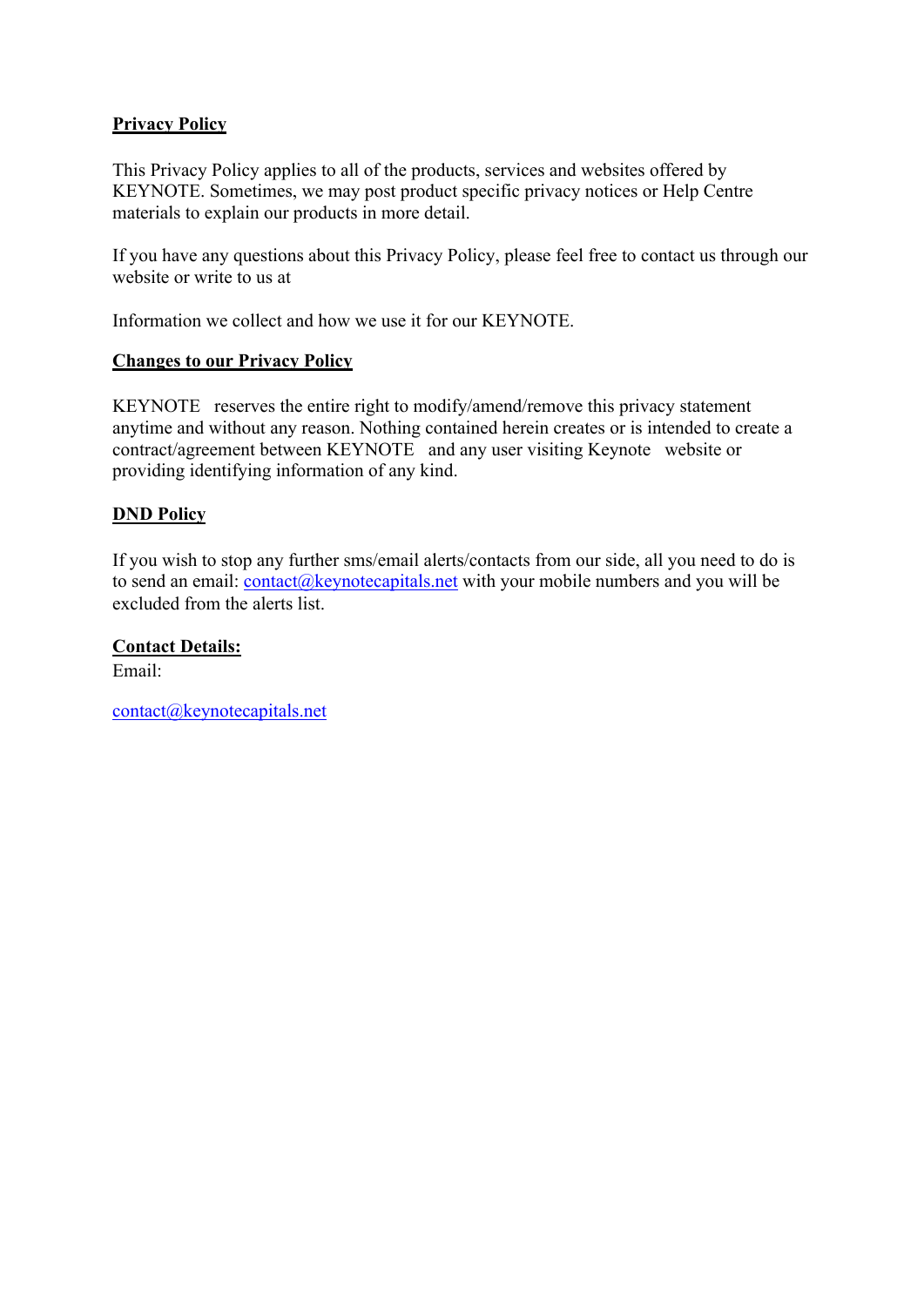**Privacy Policy**

This Privacy Policy applies to all of the products, services and websites offered by KEYNOTE. Sometimes, we may post product specific privacy notices or Help Centre materials to explain our products in more detail.

If you have any questions about this Privacy Policy, please feel free to contact us through our website or write to us at

Information we collect and how we use it for our KEYNOTE.

**Changes to our Privacy Policy**

KEYNOTE reserves the entire right to modify/amend/remove this privacy statement anytime and without any reason. Nothing contained herein creates or is intended to create a contract/agreement between KEYNOTE and any user visiting Keynote website or providing identifying information of any kind.

**DND Policy**

If you wish to stop any further sms/email alerts/contacts from our side, all you need to do is to send an email: contact@keynotecapitals.net with your mobile numbers and you will be excluded from the alerts list.

**Contact Details:**

Email:

contact@keynotecapitals.net